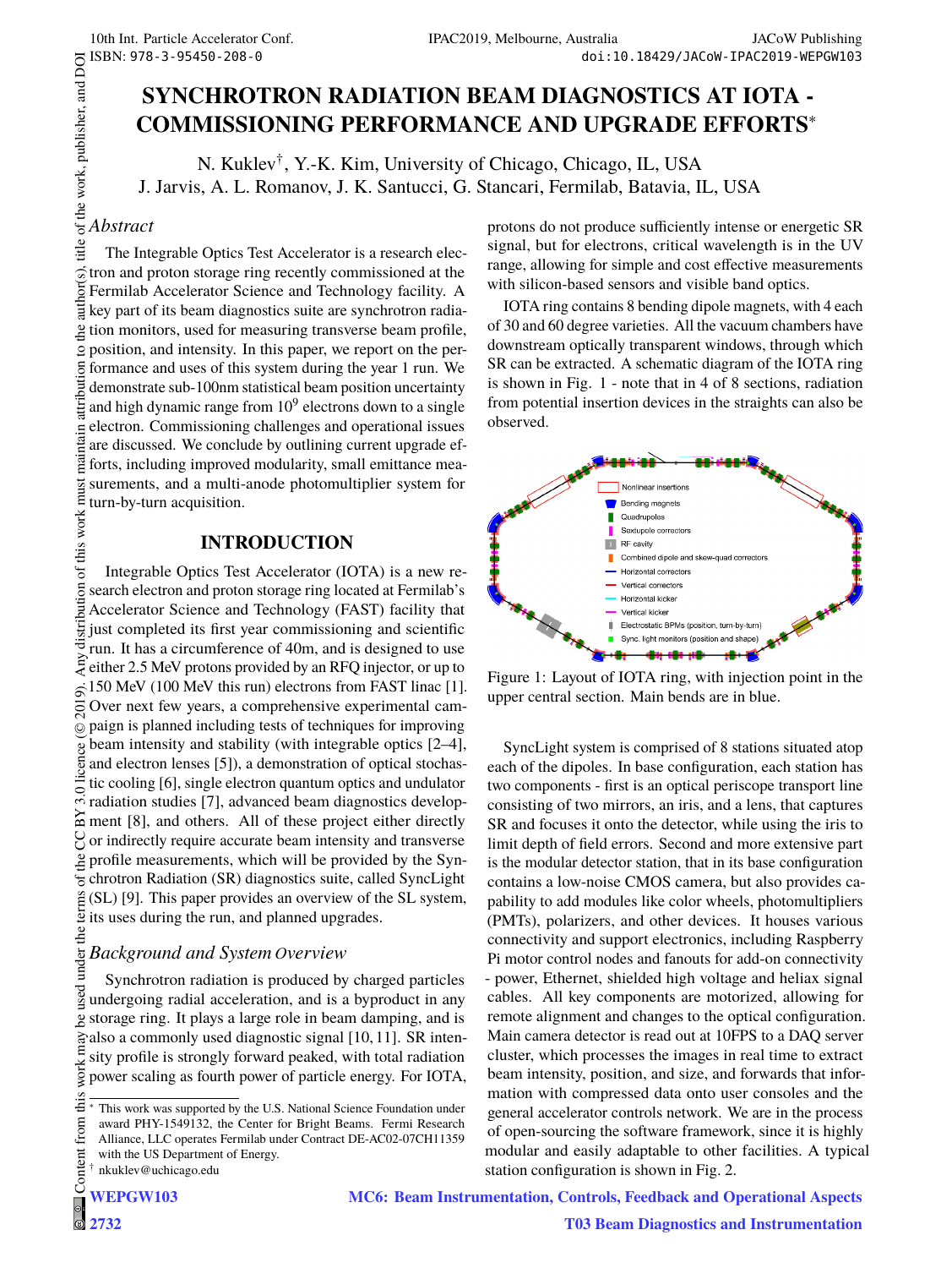# SYNCHROTRON RADIATION BEAM DIAGNOSTICS AT IOTA - COMMISSIONING PERFORMANCE AND UPGRADE EFFORTS*

N. Kuklev†, Y.-K. Kim, University of Chicago, Chicago, IL, USA
J. Jarvis, A. L. Romanov, J. K. Santucci, G. Stancari, Fermilab, Batavia, IL, USA

## *Abstract*

The Integrable Optics Test Accelerator is a research electron and proton storage ring recently commissioned at the Fermilab Accelerator Science and Technology facility. A key part of its beam diagnostics suite are synchrotron radiation monitors, used for measuring transverse beam profile, position, and intensity. In this paper, we report on the performance and uses of this system during the year 1 run. We demonstrate sub-100nm statistical beam position uncertainty and high dynamic range from $10^9$ electrons down to a single electron. Commissioning challenges and operational issues are discussed. We conclude by outlining current upgrade efforts, including improved modularity, small emittance measurements, and a multi-anode photomultiplier system for turn-by-turn acquisition.

## INTRODUCTION

Integrable Optics Test Accelerator (IOTA) is a new research electron and proton storage ring located at Fermilab's Accelerator Science and Technology (FAST) facility that just completed its first year commissioning and scientific run. It has a circumference of 40m, and is designed to use either 2.5 MeV protons provided by an RFQ injector, or up to 150 MeV (100 MeV this run) electrons from FAST linac [1]. Over next few years, a comprehensive experimental campaign is planned including tests of techniques for improving beam intensity and stability (with integrable optics [2–4], and electron lenses [5]), a demonstration of optical stochastic cooling [6], single electron quantum optics and undulator radiation studies [7], advanced beam diagnostics development [8], and others. All of these project either directly or indirectly require accurate beam intensity and transverse profile measurements, which will be provided by the Synchrotron Radiation (SR) diagnostics suite, called SyncLight (SL) [9]. This paper provides an overview of the SL system, its uses during the run, and planned upgrades.

### *Background and System Overview*

Synchrotron radiation is produced by charged particles undergoing radial acceleration, and is a byproduct in any storage ring. It plays a large role in beam damping, and is also a commonly used diagnostic signal [10, 11]. SR intensity profile is strongly forward peaked, with total radiation power scaling as fourth power of particle energy. For IOTA, protons do not produce sufficiently intense or energetic SR signal, but for electrons, critical wavelength is in the UV range, allowing for simple and cost effective measurements with silicon-based sensors and visible band optics.

IOTA ring contains 8 bending dipole magnets, with 4 each of 30 and 60 degree varieties. All the vacuum chambers have downstream optically transparent windows, through which SR can be extracted. A schematic diagram of the IOTA ring is shown in Fig. 1 - note that in 4 of 8 sections, radiation from potential insertion devices in the straights can also be observed.

Figure 1: Layout of IOTA ring, with injection point in the upper central section. Main bends are in blue.

SyncLight system is comprised of 8 stations situated atop each of the dipoles. In base configuration, each station has two components - first is an optical periscope transport line consisting of two mirrors, an iris, and a lens, that captures SR and focuses it onto the detector, while using the iris to limit depth of field errors. Second and more extensive part is the modular detector station, that in its base configuration contains a low-noise CMOS camera, but also provides capability to add modules like color wheels, photomultipliers (PMTs), polarizers, and other devices. It houses various connectivity and support electronics, including Raspberry Pi motor control nodes and fanouts for add-on connectivity - power, Ethernet, shielded high voltage and heliax signal cables. All key components are motorized, allowing for remote alignment and changes to the optical configuration. Main camera detector is read out at 10FPS to a DAQ server cluster, which processes the images in real time to extract beam intensity, position, and size, and forwards that information with compressed data onto user consoles and the general accelerator controls network. We are in the process of open-sourcing the software framework, since it is highly modular and easily adaptable to other facilities. A typical station configuration is shown in Fig. 2.

---

* This work was supported by the U.S. National Science Foundation under award PHY-1549132, the Center for Bright Beams. Fermi Research Alliance, LLC operates Fermilab under Contract DE-AC02-07CH11359 with the US Department of Energy.
† nkuklev@uchicago.edu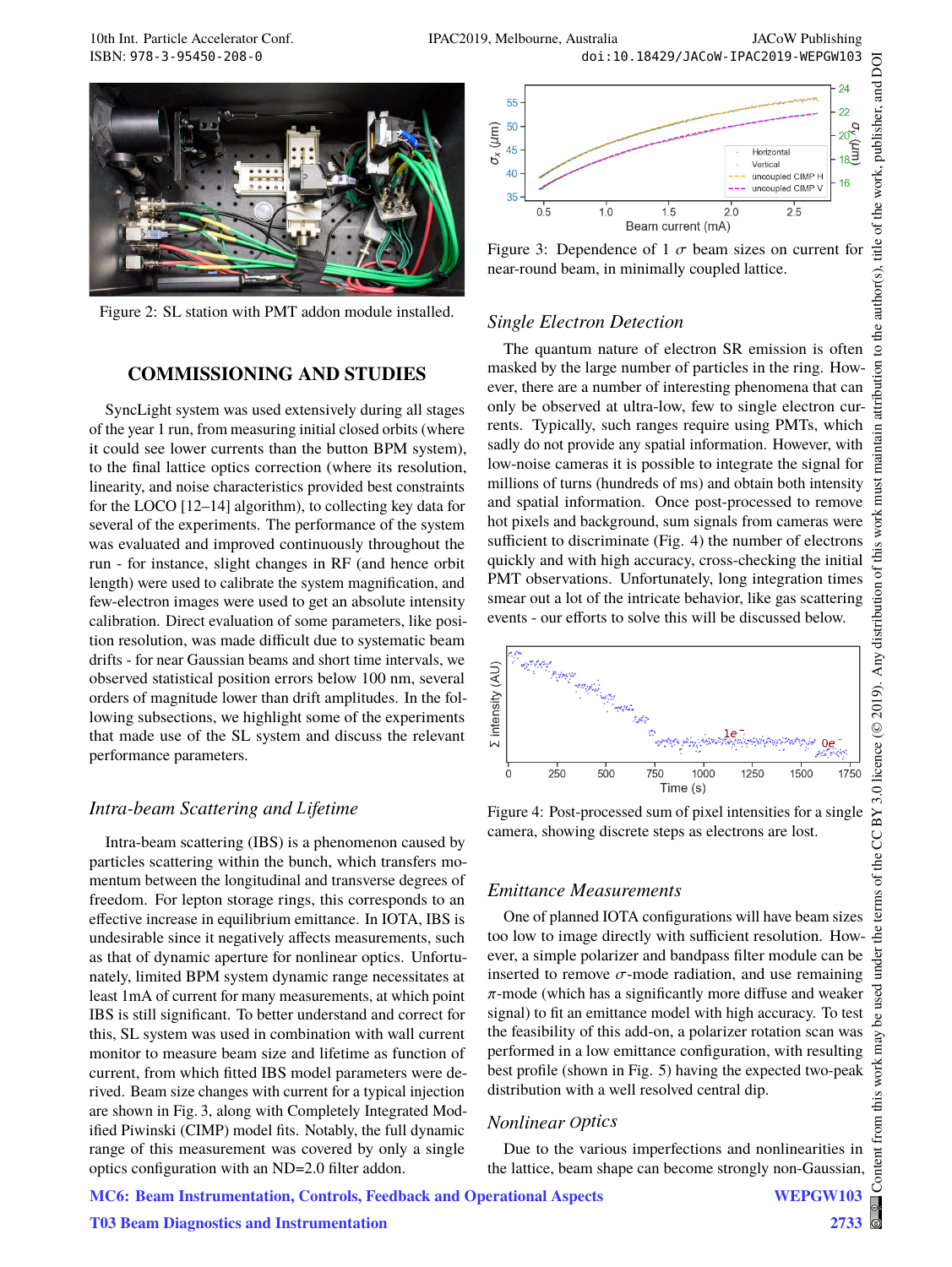Figure 2: SL station with PMT addon module installed.

## COMMISSIONING AND STUDIES

SyncLight system was used extensively during all stages of the year 1 run, from measuring initial closed orbits (where it could see lower currents than the button BPM system), to the final lattice optics correction (where its resolution, linearity, and noise characteristics provided best constraints for the LOCO [12–14] algorithm), to collecting key data for several of the experiments. The performance of the system was evaluated and improved continuously throughout the run - for instance, slight changes in RF (and hence orbit length) were used to calibrate the system magnification, and few-electron images were used to get an absolute intensity calibration. Direct evaluation of some parameters, like position resolution, was made difficult due to systematic beam drifts - for near Gaussian beams and short time intervals, we observed statistical position errors below 100 nm, several orders of magnitude lower than drift amplitudes. In the following subsections, we highlight some of the experiments that made use of the SL system and discuss the relevant performance parameters.

### *Intra-beam Scattering and Lifetime*

Intra-beam scattering (IBS) is a phenomenon caused by particles scattering within the bunch, which transfers momentum between the longitudinal and transverse degrees of freedom. For lepton storage rings, this corresponds to an effective increase in equilibrium emittance. In IOTA, IBS is undesirable since it negatively affects measurements, such as that of dynamic aperture for nonlinear optics. Unfortunately, limited BPM system dynamic range necessitates at least 1mA of current for many measurements, at which point IBS is still significant. To better understand and correct for this, SL system was used in combination with wall current monitor to measure beam size and lifetime as function of current, from which fitted IBS model parameters were derived. Beam size changes with current for a typical injection are shown in Fig. 3, along with Completely Integrated Modified Piwinski (CIMP) model fits. Notably, the full dynamic range of this measurement was covered by only a single optics configuration with an ND=2.0 filter addon.

Figure 3: Dependence of 1 $\sigma$ beam sizes on current for near-round beam, in minimally coupled lattice.

### *Single Electron Detection*

The quantum nature of electron SR emission is often masked by the large number of particles in the ring. However, there are a number of interesting phenomena that can only be observed at ultra-low, few to single electron currents. Typically, such ranges require using PMTs, which sadly do not provide any spatial information. However, with low-noise cameras it is possible to integrate the signal for millions of turns (hundreds of ms) and obtain both intensity and spatial information. Once post-processed to remove hot pixels and background, sum signals from cameras were sufficient to discriminate (Fig. 4) the number of electrons quickly and with high accuracy, cross-checking the initial PMT observations. Unfortunately, long integration times smear out a lot of the intricate behavior, like gas scattering events - our efforts to solve this will be discussed below.

Figure 4: Post-processed sum of pixel intensities for a single camera, showing discrete steps as electrons are lost.

### *Emittance Measurements*

One of planned IOTA configurations will have beam sizes too low to image directly with sufficient resolution. However, a simple polarizer and bandpass filter module can be inserted to remove $\sigma$-mode radiation, and use remaining $\pi$-mode (which has a significantly more diffuse and weaker signal) to fit an emittance model with high accuracy. To test the feasibility of this add-on, a polarizer rotation scan was performed in a low emittance configuration, with resulting best profile (shown in Fig. 5) having the expected two-peak distribution with a well resolved central dip.

### *Nonlinear Optics*

Due to the various imperfections and nonlinearities in the lattice, beam shape can become strongly non-Gaussian,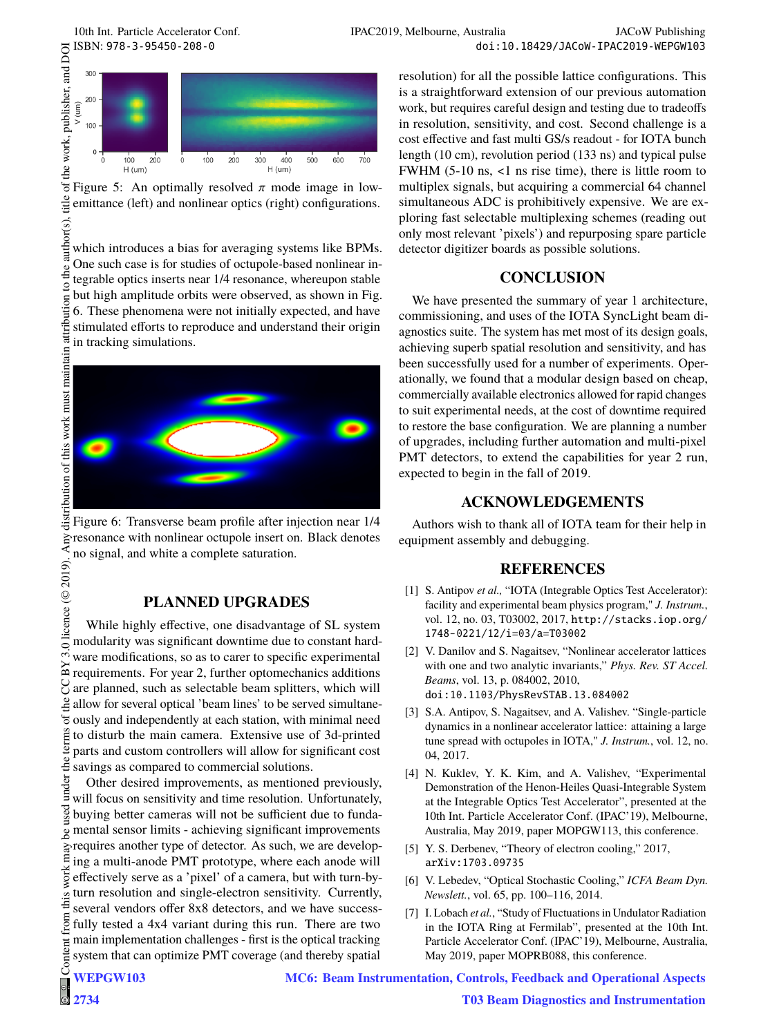Figure 5: An optimally resolved $\pi$ mode image in low-emittance (left) and nonlinear optics (right) configurations.

which introduces a bias for averaging systems like BPMs. One such case is for studies of octupole-based nonlinear integrable optics inserts near 1/4 resonance, whereupon stable but high amplitude orbits were observed, as shown in Fig. 6. These phenomena were not initially expected, and have stimulated efforts to reproduce and understand their origin in tracking simulations.

Figure 6: Transverse beam profile after injection near 1/4 resonance with nonlinear octupole insert on. Black denotes no signal, and white a complete saturation.

## PLANNED UPGRADES

While highly effective, one disadvantage of SL system modularity was significant downtime due to constant hardware modifications, so as to carer to specific experimental requirements. For year 2, further optomechanics additions are planned, such as selectable beam splitters, which will allow for several optical 'beam lines' to be served simultaneously and independently at each station, with minimal need to disturb the main camera. Extensive use of 3d-printed parts and custom controllers will allow for significant cost savings as compared to commercial solutions.

Other desired improvements, as mentioned previously, will focus on sensitivity and time resolution. Unfortunately, buying better cameras will not be sufficient due to fundamental sensor limits - achieving significant improvements requires another type of detector. As such, we are developing a multi-anode PMT prototype, where each anode will effectively serve as a 'pixel' of a camera, but with turn-by-turn resolution and single-electron sensitivity. Currently, several vendors offer 8x8 detectors, and we have successfully tested a 4x4 variant during this run. There are two main implementation challenges - first is the optical tracking system that can optimize PMT coverage (and thereby spatial resolution) for all the possible lattice configurations. This is a straightforward extension of our previous automation work, but requires careful design and testing due to tradeoffs in resolution, sensitivity, and cost. Second challenge is a cost effective and fast multi GS/s readout - for IOTA bunch length (10 cm), revolution period (133 ns) and typical pulse FWHM (5-10 ns, <1 ns rise time), there is little room to multiplex signals, but acquiring a commercial 64 channel simultaneous ADC is prohibitively expensive. We are exploring fast selectable multiplexing schemes (reading out only most relevant 'pixels') and repurposing spare particle detector digitizer boards as possible solutions.

## CONCLUSION

We have presented the summary of year 1 architecture, commissioning, and uses of the IOTA SyncLight beam diagnostics suite. The system has met most of its design goals, achieving superb spatial resolution and sensitivity, and has been successfully used for a number of experiments. Operationally, we found that a modular design based on cheap, commercially available electronics allowed for rapid changes to suit experimental needs, at the cost of downtime required to restore the base configuration. We are planning a number of upgrades, including further automation and multi-pixel PMT detectors, to extend the capabilities for year 2 run, expected to begin in the fall of 2019.

## ACKNOWLEDGEMENTS

Authors wish to thank all of IOTA team for their help in equipment assembly and debugging.

## REFERENCES

[1] S. Antipov *et al.,* "IOTA (Integrable Optics Test Accelerator): facility and experimental beam physics program," *J. Instrum.*, vol. 12, no. 03, T03002, 2017, http://stacks.iop.org/1748-0221/12/i=03/a=T03002

[2] V. Danilov and S. Nagaitsev, "Nonlinear accelerator lattices with one and two analytic invariants," *Phys. Rev. ST Accel. Beams*, vol. 13, p. 084002, 2010, doi:10.1103/PhysRevSTAB.13.084002

[3] S.A. Antipov, S. Nagaitsev, and A. Valishev. "Single-particle dynamics in a nonlinear accelerator lattice: attaining a large tune spread with octupoles in IOTA," *J. Instrum.*, vol. 12, no. 04, 2017.

[4] N. Kuklev, Y. K. Kim, and A. Valishev, "Experimental Demonstration of the Henon-Heiles Quasi-Integrable System at the Integrable Optics Test Accelerator", presented at the 10th Int. Particle Accelerator Conf. (IPAC'19), Melbourne, Australia, May 2019, paper MOPGW113, this conference.

[5] Y. S. Derbenev, "Theory of electron cooling," 2017, arXiv:1703.09735

[6] V. Lebedev, "Optical Stochastic Cooling," *ICFA Beam Dyn. Newslett.*, vol. 65, pp. 100–116, 2014.

[7] I. Lobach *et al.*, "Study of Fluctuations in Undulator Radiation in the IOTA Ring at Fermilab", presented at the 10th Int. Particle Accelerator Conf. (IPAC'19), Melbourne, Australia, May 2019, paper MOPRB088, this conference.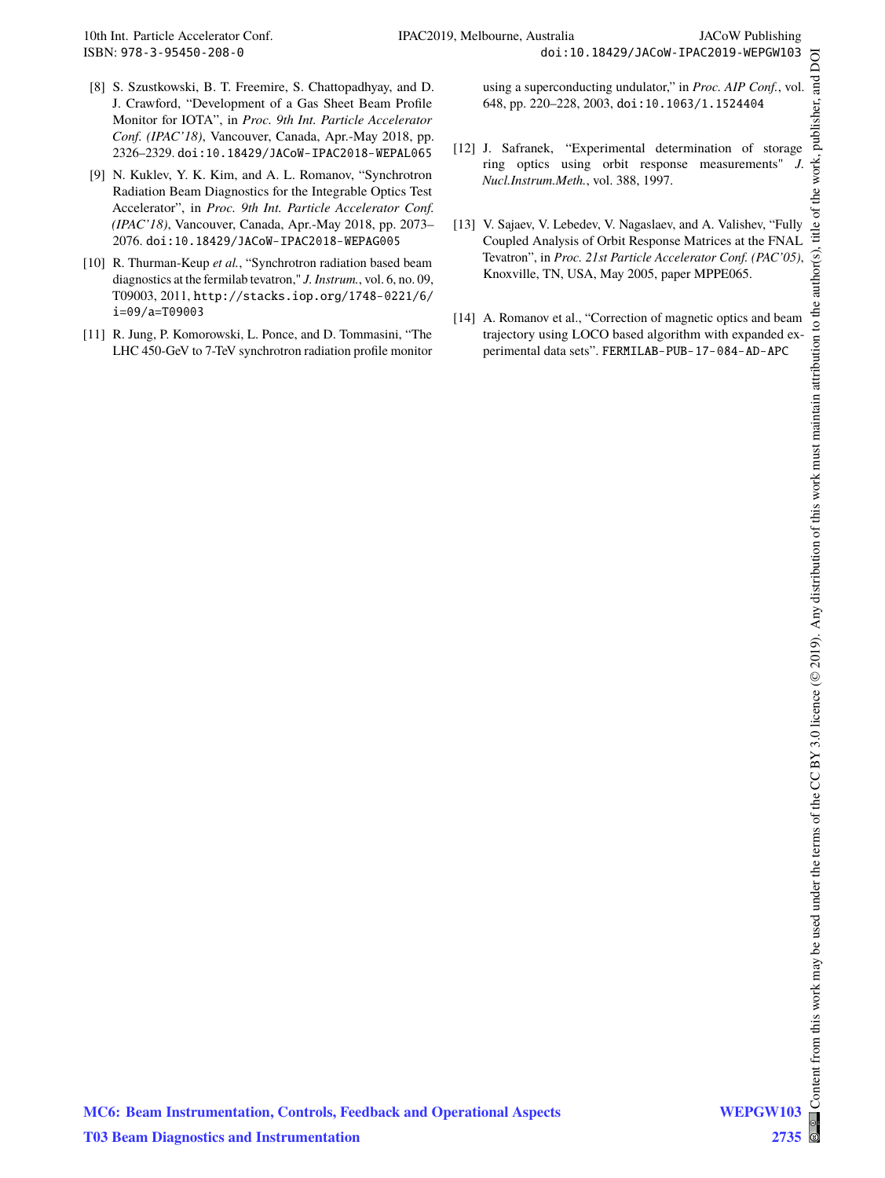[8] S. Szustkowski, B. T. Freemire, S. Chattopadhyay, and D. J. Crawford, "Development of a Gas Sheet Beam Profile Monitor for IOTA", in *Proc. 9th Int. Particle Accelerator Conf. (IPAC'18)*, Vancouver, Canada, Apr.-May 2018, pp. 2326–2329. doi:10.18429/JACoW-IPAC2018-WEPAL065

[9] N. Kuklev, Y. K. Kim, and A. L. Romanov, "Synchrotron Radiation Beam Diagnostics for the Integrable Optics Test Accelerator", in *Proc. 9th Int. Particle Accelerator Conf. (IPAC'18)*, Vancouver, Canada, Apr.-May 2018, pp. 2073–2076. doi:10.18429/JACoW-IPAC2018-WEPAG005

[10] R. Thurman-Keup *et al.*, "Synchrotron radiation based beam diagnostics at the fermilab tevatron," *J. Instrum.*, vol. 6, no. 09, T09003, 2011, http://stacks.iop.org/1748-0221/6/i=09/a=T09003

[11] R. Jung, P. Komorowski, L. Ponce, and D. Tommasini, "The LHC 450-GeV to 7-TeV synchrotron radiation profile monitor using a superconducting undulator," in *Proc. AIP Conf.*, vol. 648, pp. 220–228, 2003, doi:10.1063/1.1524404

[12] J. Safranek, "Experimental determination of storage ring optics using orbit response measurements" *J. Nucl.Instrum.Meth.*, vol. 388, 1997.

[13] V. Sajaev, V. Lebedev, V. Nagaslaev, and A. Valishev, "Fully Coupled Analysis of Orbit Response Matrices at the FNAL Tevatron", in *Proc. 21st Particle Accelerator Conf. (PAC'05)*, Knoxville, TN, USA, May 2005, paper MPPE065.

[14] A. Romanov et al., "Correction of magnetic optics and beam trajectory using LOCO based algorithm with expanded experimental data sets". FERMILAB-PUB-17-084-AD-APC